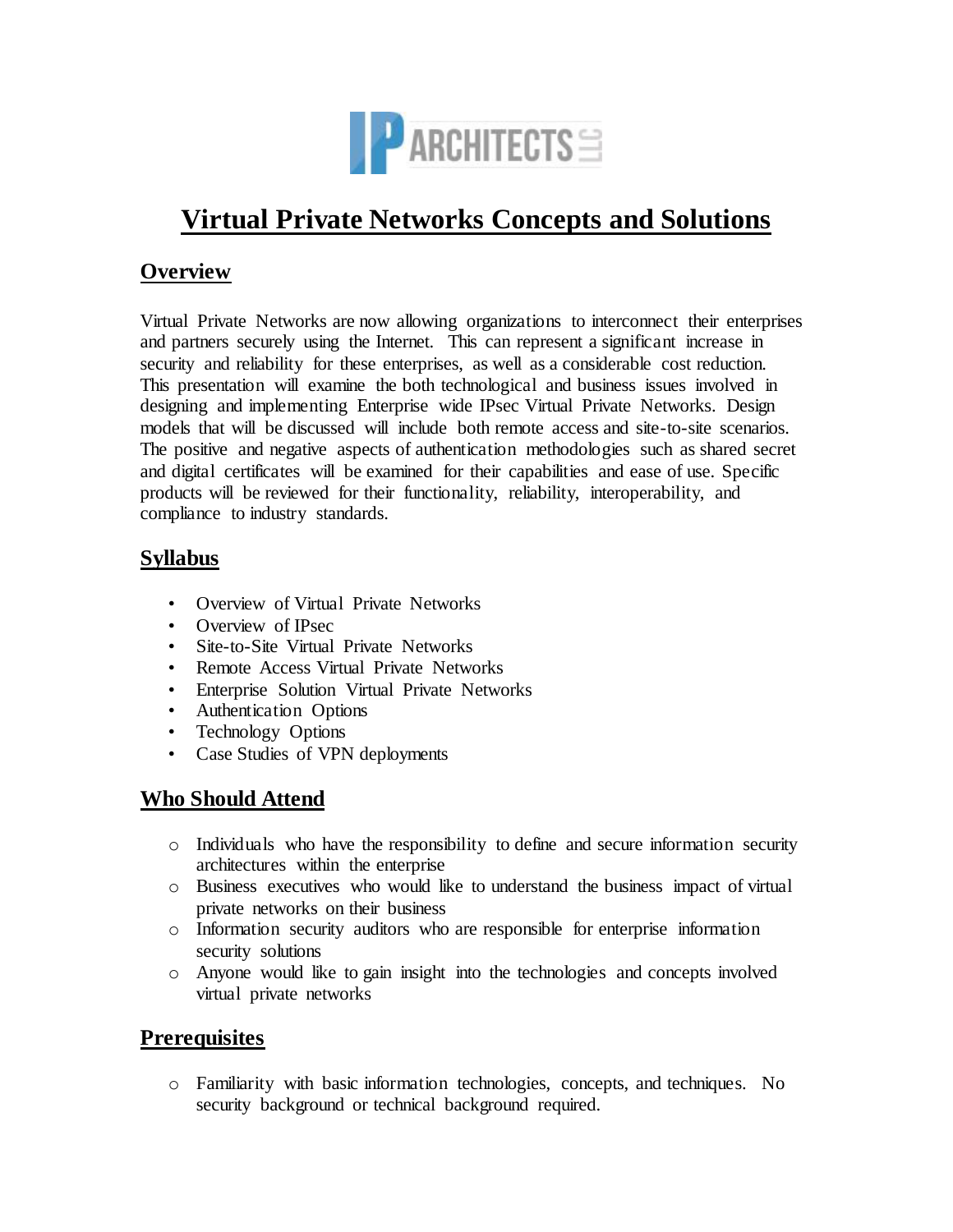# Virtual Private Networks Concepts and Solutions

## Overview

Virtual Private Networks are now allowing organizations to interconnect their enterprises and partners securely using the Internet. This can represent a significant increase in security and reliability for these enterprises, as well as a considerable cost reduction. This presentation will examine the both technological and business issues involved in designing and implementing Enterprise wide IPsec Virtual Private Networks. Design models that will be discussed will include both remote access and site-to-site scenarios. The positive and negative aspects of authentication methodologies such as shared secret and digital certificates will be examined for their capabilities and ease of use. Specific products will be reviewed for their functionality, reliability, interoperability, and compliance to industry standards.

## Syllabus

- Overview of Virtual Private Networks
- Overview of IPsec
- Site-to-Site Virtual Private Networks
- Remote Access Virtual Private Networks
- Enterprise Solution Virtual Private Networks
- Authentication Options
- Technology Options
- Case Studies of VPN deployments

## Who Should Attend

- Individuals who have the responsibility to define and secure information security architectures within the enterprise
- Business executives who would like to understand the business impact of virtual private networks on their business
- Information security auditors who are responsible for enterprise information security solutions
- Anyone would like to gain insight into the technologies and concepts involved virtual private networks

## Prerequisites

- Familiarity with basic information technologies, concepts, and techniques. No security background or technical background required.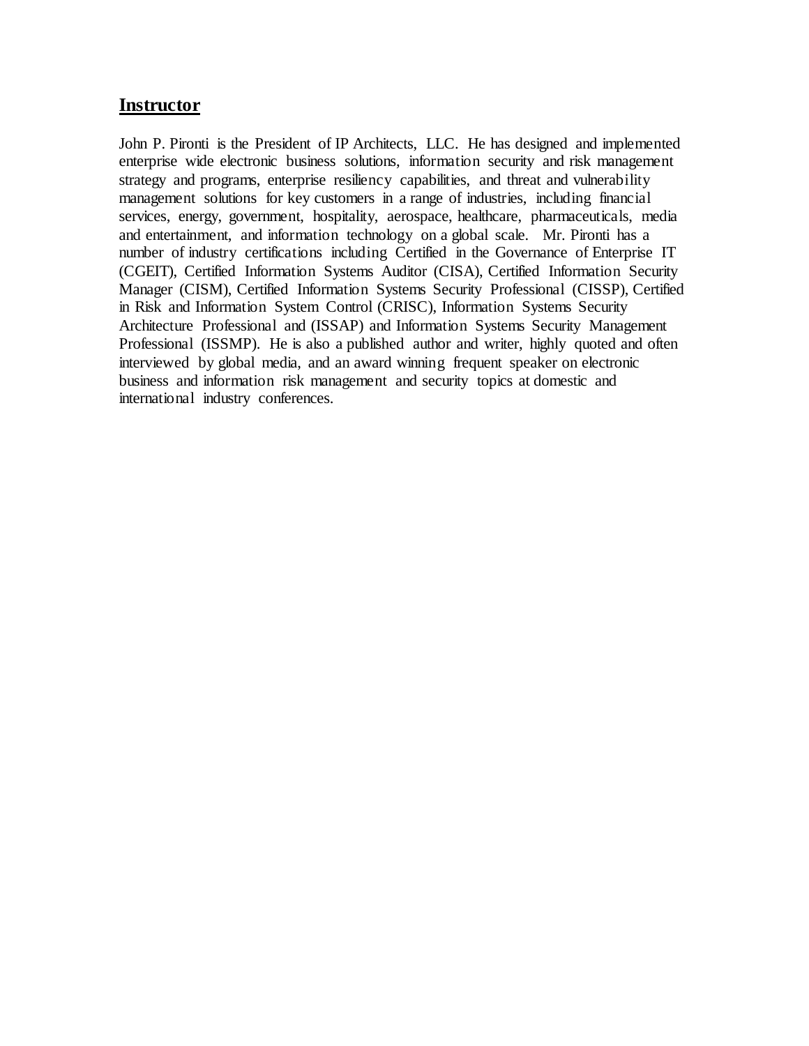## Instructor

John P. Pironti is the President of IP Architects, LLC. He has designed and implemented enterprise wide electronic business solutions, information security and risk management strategy and programs, enterprise resiliency capabilities, and threat and vulnerability management solutions for key customers in a range of industries, including financial services, energy, government, hospitality, aerospace, healthcare, pharmaceuticals, media and entertainment, and information technology on a global scale. Mr. Pironti has a number of industry certifications including Certified in the Governance of Enterprise IT (CGEIT), Certified Information Systems Auditor (CISA), Certified Information Security Manager (CISM), Certified Information Systems Security Professional (CISSP), Certified in Risk and Information System Control (CRISC), Information Systems Security Architecture Professional and (ISSAP) and Information Systems Security Management Professional (ISSMP). He is also a published author and writer, highly quoted and often interviewed by global media, and an award winning frequent speaker on electronic business and information risk management and security topics at domestic and international industry conferences.